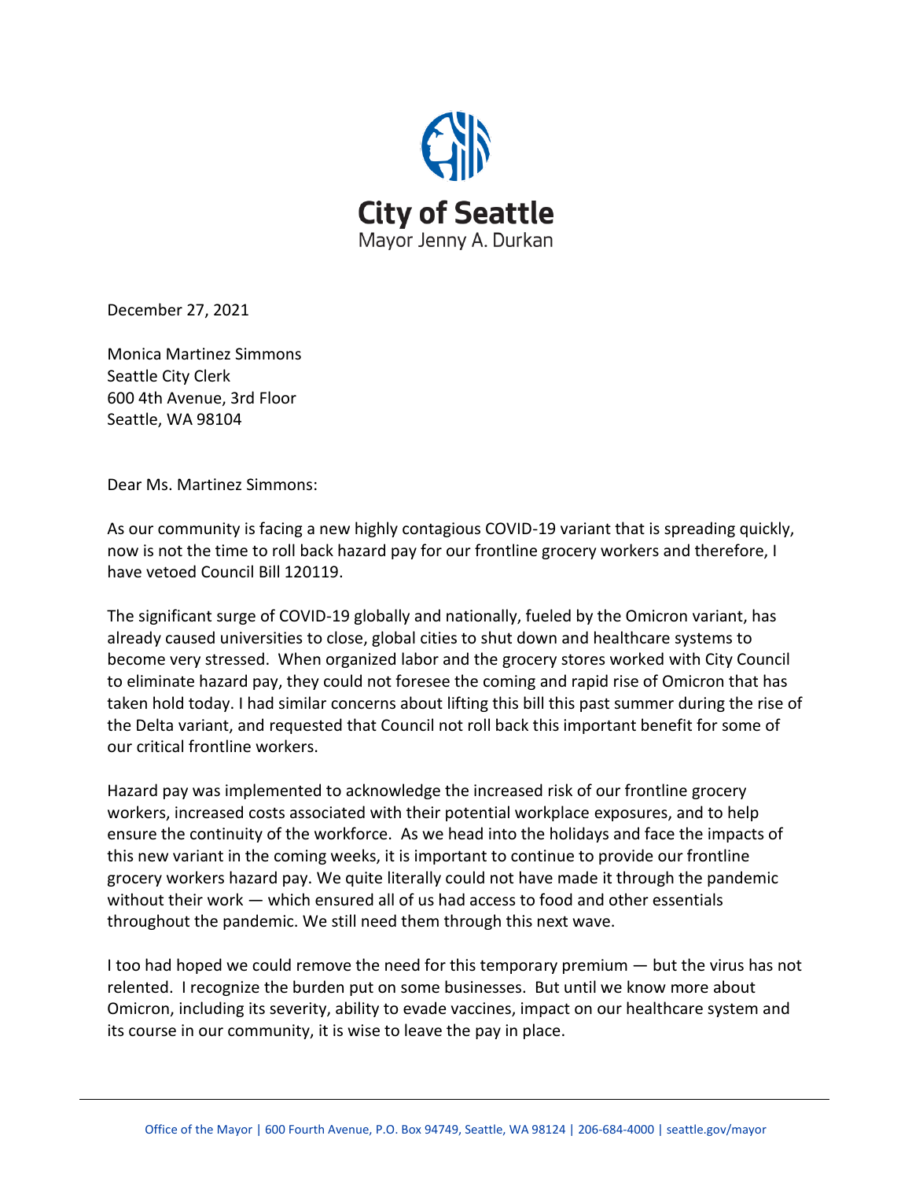**City of Seattle**

Mayor Jenny A. Durkan

December 27, 2021

Monica Martinez Simmons
Seattle City Clerk
600 4th Avenue, 3rd Floor
Seattle, WA 98104

Dear Ms. Martinez Simmons:

As our community is facing a new highly contagious COVID-19 variant that is spreading quickly, now is not the time to roll back hazard pay for our frontline grocery workers and therefore, I have vetoed Council Bill 120119.

The significant surge of COVID-19 globally and nationally, fueled by the Omicron variant, has already caused universities to close, global cities to shut down and healthcare systems to become very stressed. When organized labor and the grocery stores worked with City Council to eliminate hazard pay, they could not foresee the coming and rapid rise of Omicron that has taken hold today. I had similar concerns about lifting this bill this past summer during the rise of the Delta variant, and requested that Council not roll back this important benefit for some of our critical frontline workers.

Hazard pay was implemented to acknowledge the increased risk of our frontline grocery workers, increased costs associated with their potential workplace exposures, and to help ensure the continuity of the workforce. As we head into the holidays and face the impacts of this new variant in the coming weeks, it is important to continue to provide our frontline grocery workers hazard pay. We quite literally could not have made it through the pandemic without their work — which ensured all of us had access to food and other essentials throughout the pandemic. We still need them through this next wave.

I too had hoped we could remove the need for this temporary premium — but the virus has not relented. I recognize the burden put on some businesses. But until we know more about Omicron, including its severity, ability to evade vaccines, impact on our healthcare system and its course in our community, it is wise to leave the pay in place.

Office of the Mayor | 600 Fourth Avenue, P.O. Box 94749, Seattle, WA 98124 | 206-684-4000 | seattle.gov/mayor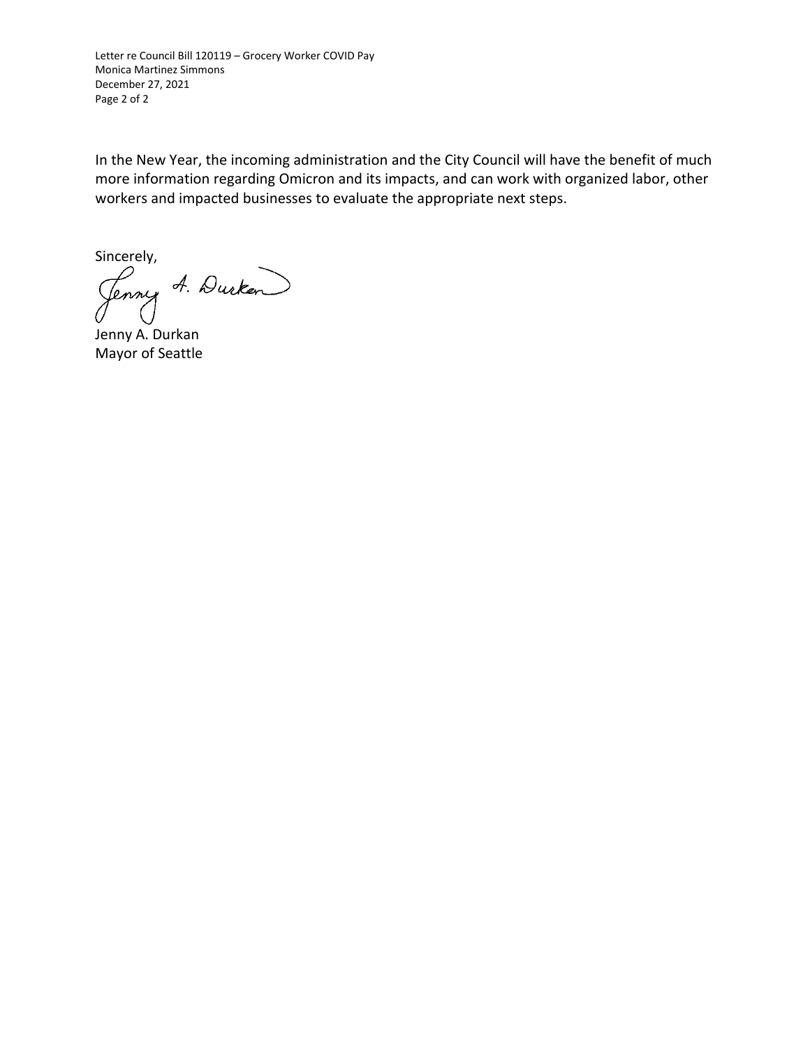In the New Year, the incoming administration and the City Council will have the benefit of much more information regarding Omicron and its impacts, and can work with organized labor, other workers and impacted businesses to evaluate the appropriate next steps.

Sincerely,

Jenny A. Durkan
Mayor of Seattle